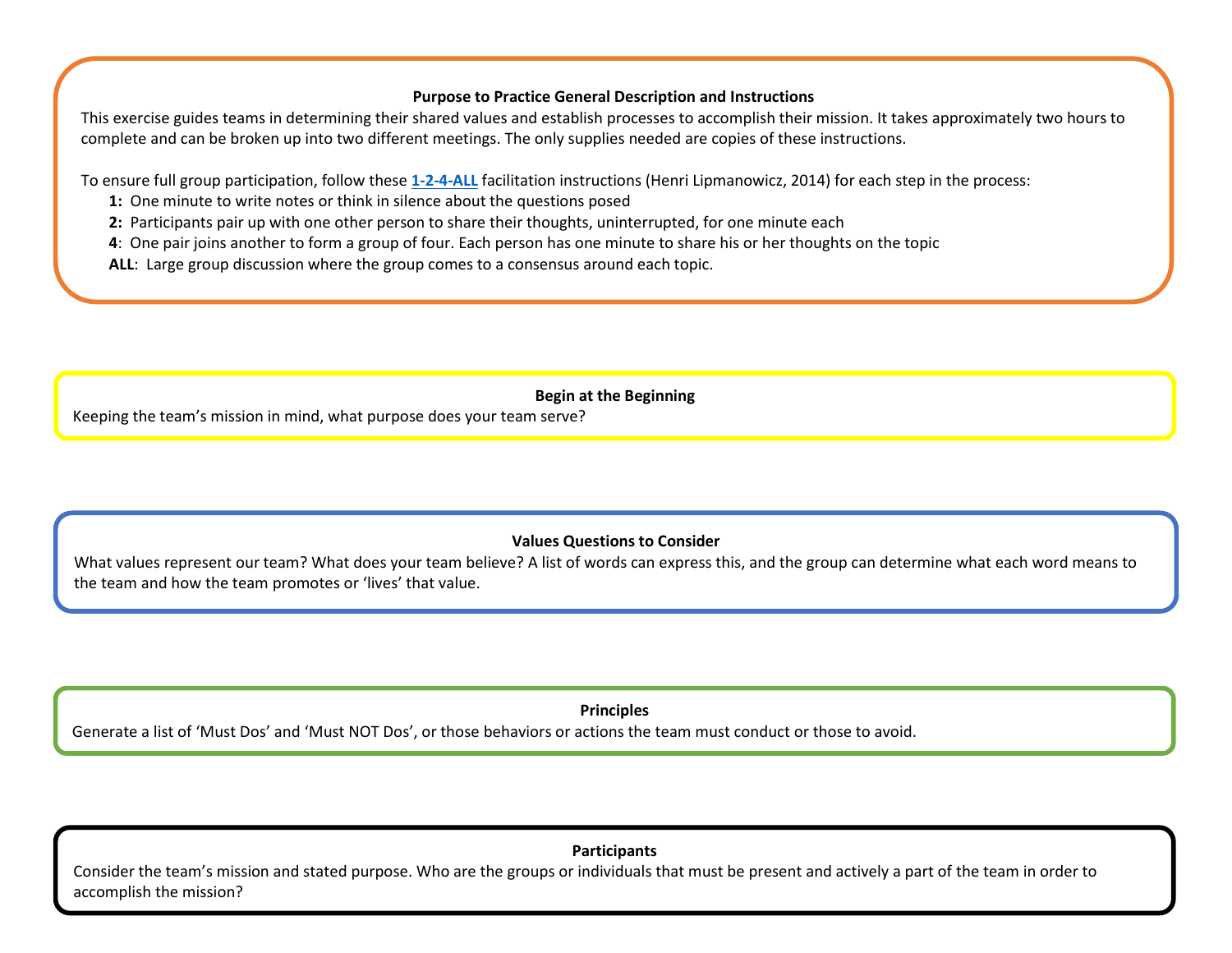### Purpose to Practice General Description and Instructions

This exercise guides teams in determining their shared values and establish processes to accomplish their mission. It takes approximately two hours to complete and can be broken up into two different meetings. The only supplies needed are copies of these instructions.

To ensure full group participation, follow these **1-2-4-ALL** facilitation instructions (Henri Lipmanowicz, 2014) for each step in the process:

- **1:** One minute to write notes or think in silence about the questions posed
- **2:** Participants pair up with one other person to share their thoughts, uninterrupted, for one minute each
- **4**: One pair joins another to form a group of four. Each person has one minute to share his or her thoughts on the topic
- **ALL**: Large group discussion where the group comes to a consensus around each topic.

### Begin at the Beginning

Keeping the team's mission in mind, what purpose does your team serve?

### Values Questions to Consider

What values represent our team? What does your team believe? A list of words can express this, and the group can determine what each word means to the team and how the team promotes or 'lives' that value.

### Principles

Generate a list of 'Must Dos' and 'Must NOT Dos', or those behaviors or actions the team must conduct or those to avoid.

### Participants

Consider the team's mission and stated purpose. Who are the groups or individuals that must be present and actively a part of the team in order to accomplish the mission?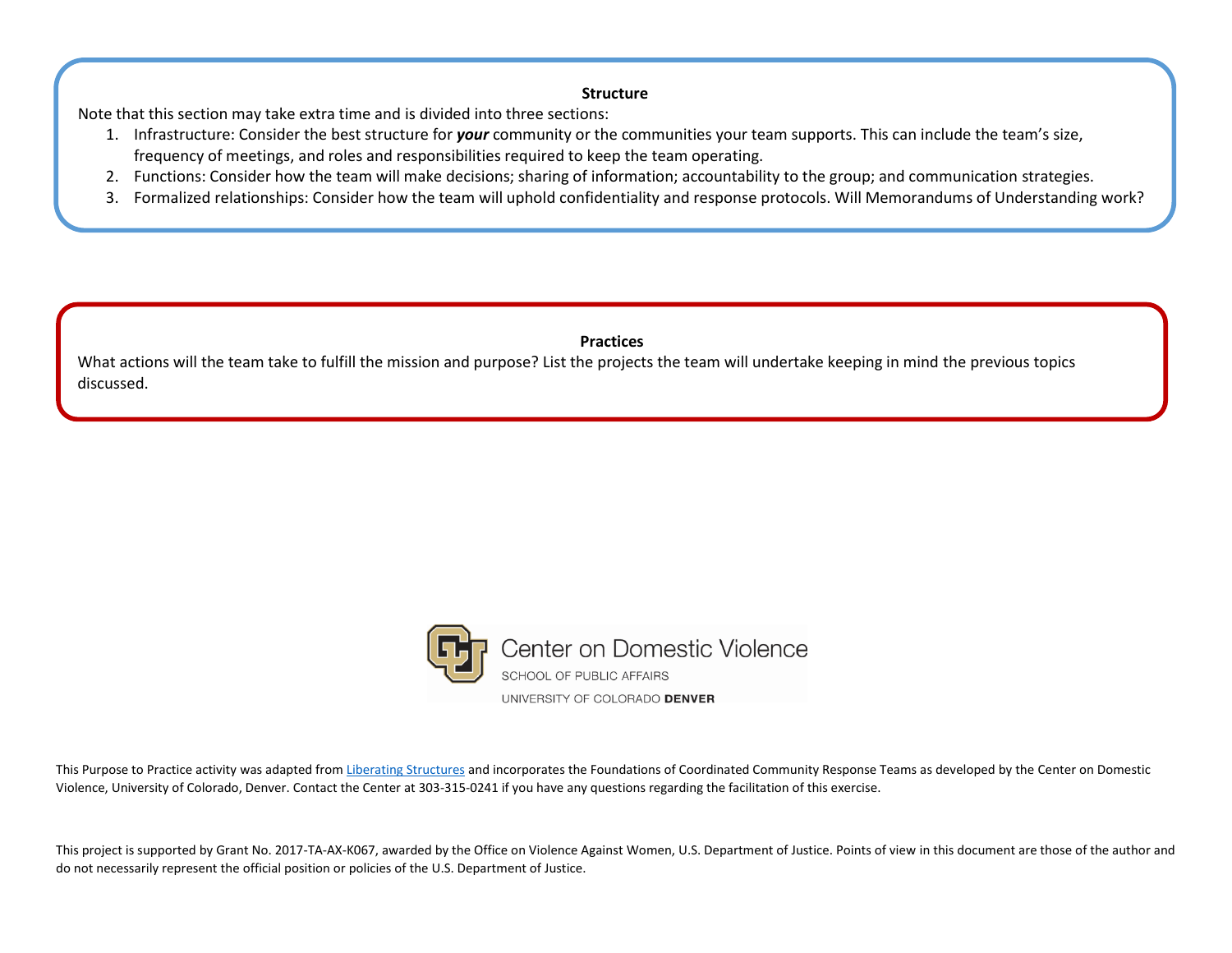**Structure**

Note that this section may take extra time and is divided into three sections:

1. Infrastructure: Consider the best structure for ***your*** community or the communities your team supports. This can include the team's size, frequency of meetings, and roles and responsibilities required to keep the team operating.
2. Functions: Consider how the team will make decisions; sharing of information; accountability to the group; and communication strategies.
3. Formalized relationships: Consider how the team will uphold confidentiality and response protocols. Will Memorandums of Understanding work?

**Practices**

What actions will the team take to fulfill the mission and purpose? List the projects the team will undertake keeping in mind the previous topics discussed.

Center on Domestic Violence
SCHOOL OF PUBLIC AFFAIRS
UNIVERSITY OF COLORADO **DENVER**

This Purpose to Practice activity was adapted from Liberating Structures and incorporates the Foundations of Coordinated Community Response Teams as developed by the Center on Domestic Violence, University of Colorado, Denver. Contact the Center at 303-315-0241 if you have any questions regarding the facilitation of this exercise.

This project is supported by Grant No. 2017-TA-AX-K067, awarded by the Office on Violence Against Women, U.S. Department of Justice. Points of view in this document are those of the author and do not necessarily represent the official position or policies of the U.S. Department of Justice.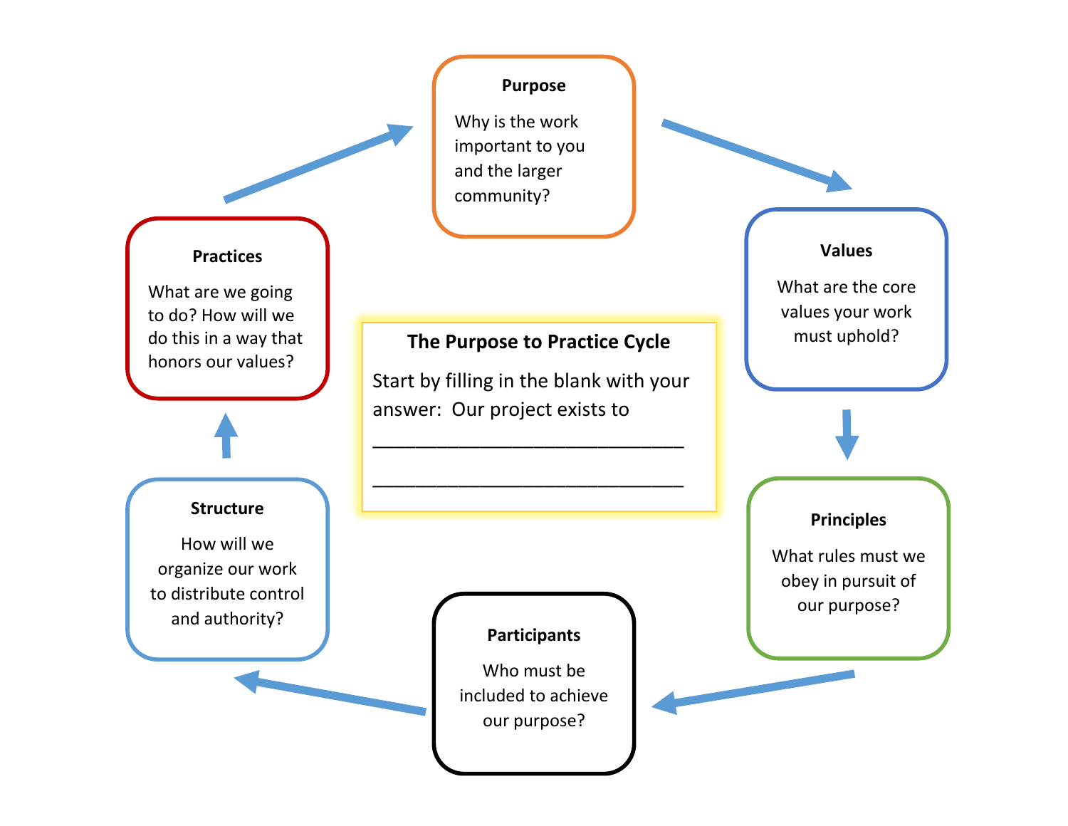## The Purpose to Practice Cycle

Start by filling in the blank with your answer: Our project exists to

______________________________

______________________________

**Purpose**

Why is the work important to you and the larger community?

**Values**

What are the core values your work must uphold?

**Principles**

What rules must we obey in pursuit of our purpose?

**Participants**

Who must be included to achieve our purpose?

**Structure**

How will we organize our work to distribute control and authority?

**Practices**

What are we going to do? How will we do this in a way that honors our values?